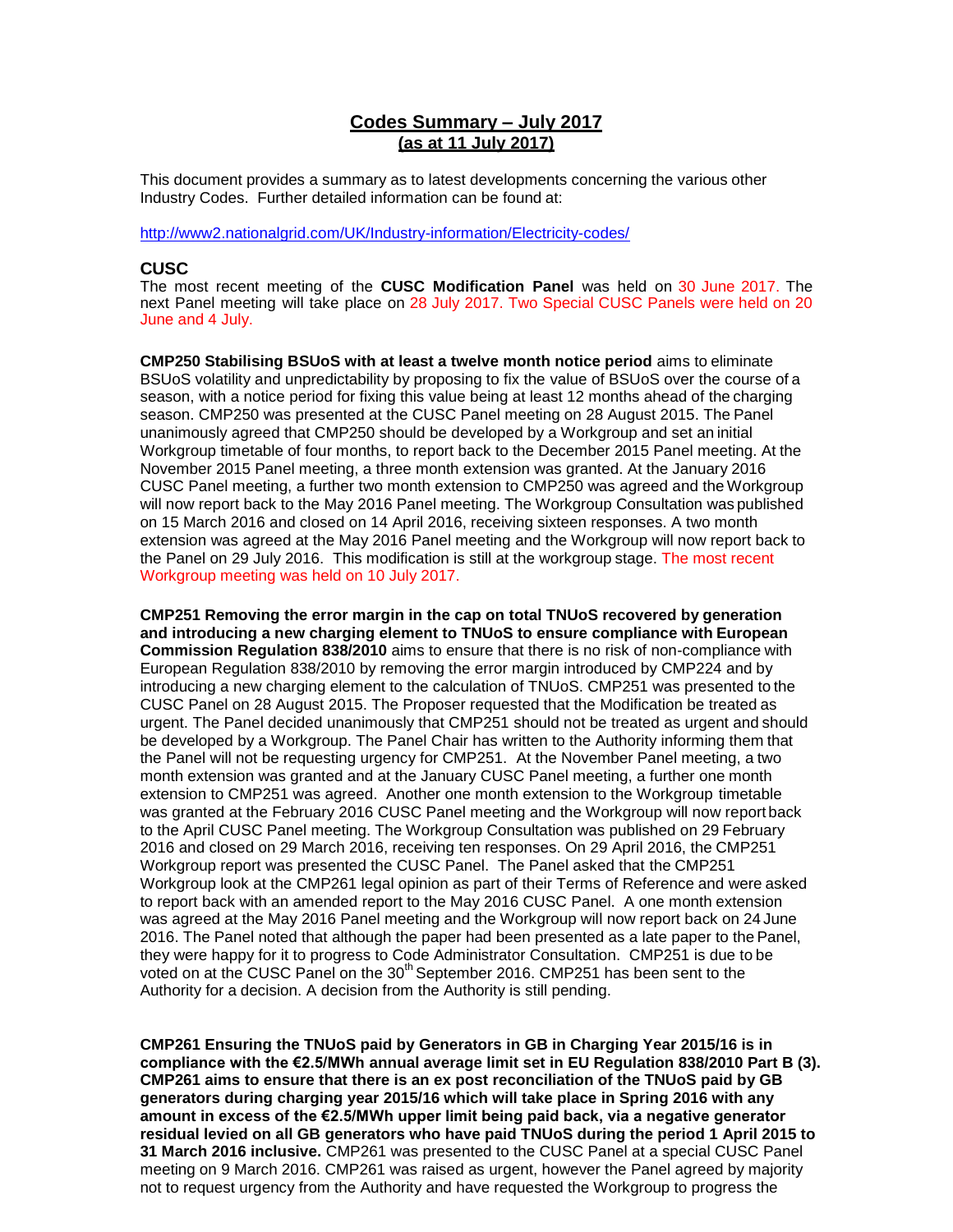# Codes Summary – July 2017
## (as at 11 July 2017)

This document provides a summary as to latest developments concerning the various other Industry Codes. Further detailed information can be found at:

http://www2.nationalgrid.com/UK/Industry-information/Electricity-codes/

## CUSC

The most recent meeting of the **CUSC Modification Panel** was held on 30 June 2017. The next Panel meeting will take place on 28 July 2017. Two Special CUSC Panels were held on 20 June and 4 July.

**CMP250 Stabilising BSUoS with at least a twelve month notice period** aims to eliminate BSUoS volatility and unpredictability by proposing to fix the value of BSUoS over the course of a season, with a notice period for fixing this value being at least 12 months ahead of the charging season. CMP250 was presented at the CUSC Panel meeting on 28 August 2015. The Panel unanimously agreed that CMP250 should be developed by a Workgroup and set an initial Workgroup timetable of four months, to report back to the December 2015 Panel meeting. At the November 2015 Panel meeting, a three month extension was granted. At the January 2016 CUSC Panel meeting, a further two month extension to CMP250 was agreed and the Workgroup will now report back to the May 2016 Panel meeting. The Workgroup Consultation was published on 15 March 2016 and closed on 14 April 2016, receiving sixteen responses. A two month extension was agreed at the May 2016 Panel meeting and the Workgroup will now report back to the Panel on 29 July 2016. This modification is still at the workgroup stage. The most recent Workgroup meeting was held on 10 July 2017.

**CMP251 Removing the error margin in the cap on total TNUoS recovered by generation and introducing a new charging element to TNUoS to ensure compliance with European Commission Regulation 838/2010** aims to ensure that there is no risk of non-compliance with European Regulation 838/2010 by removing the error margin introduced by CMP224 and by introducing a new charging element to the calculation of TNUoS. CMP251 was presented to the CUSC Panel on 28 August 2015. The Proposer requested that the Modification be treated as urgent. The Panel decided unanimously that CMP251 should not be treated as urgent and should be developed by a Workgroup. The Panel Chair has written to the Authority informing them that the Panel will not be requesting urgency for CMP251. At the November Panel meeting, a two month extension was granted and at the January CUSC Panel meeting, a further one month extension to CMP251 was agreed. Another one month extension to the Workgroup timetable was granted at the February 2016 CUSC Panel meeting and the Workgroup will now report back to the April CUSC Panel meeting. The Workgroup Consultation was published on 29 February 2016 and closed on 29 March 2016, receiving ten responses. On 29 April 2016, the CMP251 Workgroup report was presented the CUSC Panel. The Panel asked that the CMP251 Workgroup look at the CMP261 legal opinion as part of their Terms of Reference and were asked to report back with an amended report to the May 2016 CUSC Panel. A one month extension was agreed at the May 2016 Panel meeting and the Workgroup will now report back on 24 June 2016. The Panel noted that although the paper had been presented as a late paper to the Panel, they were happy for it to progress to Code Administrator Consultation. CMP251 is due to be voted on at the CUSC Panel on the 30th September 2016. CMP251 has been sent to the Authority for a decision. A decision from the Authority is still pending.

**CMP261 Ensuring the TNUoS paid by Generators in GB in Charging Year 2015/16 is in compliance with the €2.5/MWh annual average limit set in EU Regulation 838/2010 Part B (3). CMP261 aims to ensure that there is an ex post reconciliation of the TNUoS paid by GB generators during charging year 2015/16 which will take place in Spring 2016 with any amount in excess of the €2.5/MWh upper limit being paid back, via a negative generator residual levied on all GB generators who have paid TNUoS during the period 1 April 2015 to 31 March 2016 inclusive.** CMP261 was presented to the CUSC Panel at a special CUSC Panel meeting on 9 March 2016. CMP261 was raised as urgent, however the Panel agreed by majority not to request urgency from the Authority and have requested the Workgroup to progress the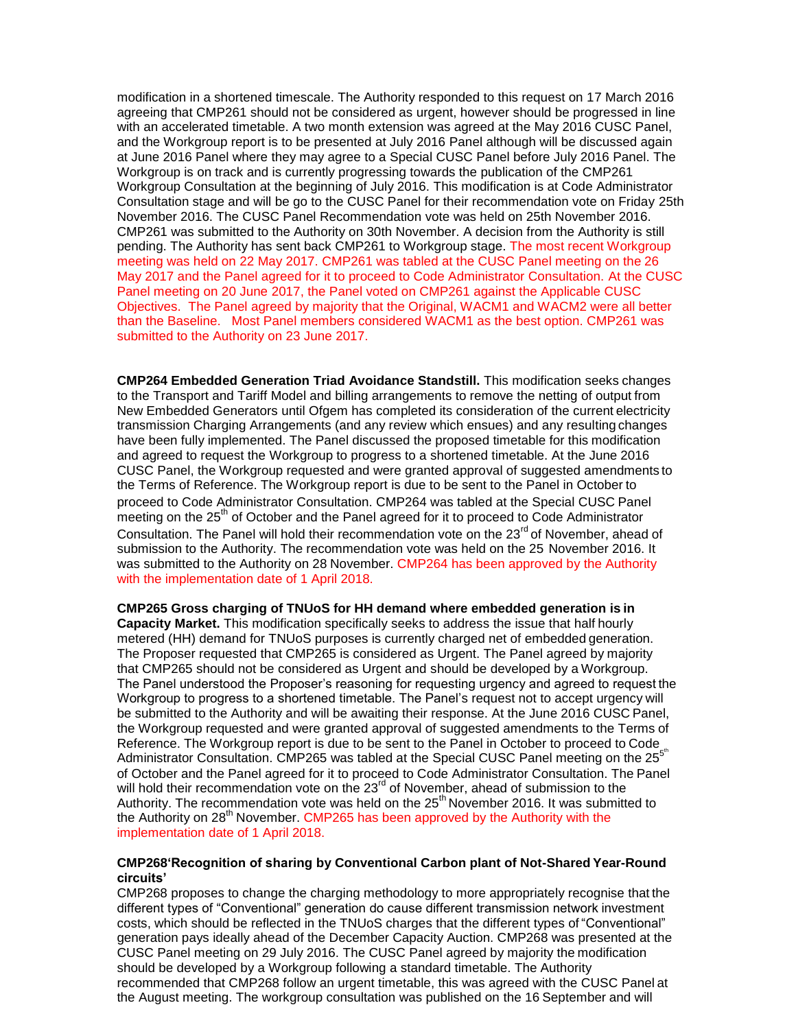modification in a shortened timescale. The Authority responded to this request on 17 March 2016 agreeing that CMP261 should not be considered as urgent, however should be progressed in line with an accelerated timetable. A two month extension was agreed at the May 2016 CUSC Panel, and the Workgroup report is to be presented at July 2016 Panel although will be discussed again at June 2016 Panel where they may agree to a Special CUSC Panel before July 2016 Panel. The Workgroup is on track and is currently progressing towards the publication of the CMP261 Workgroup Consultation at the beginning of July 2016. This modification is at Code Administrator Consultation stage and will be go to the CUSC Panel for their recommendation vote on Friday 25th November 2016. The CUSC Panel Recommendation vote was held on 25th November 2016. CMP261 was submitted to the Authority on 30th November. A decision from the Authority is still pending. The Authority has sent back CMP261 to Workgroup stage. The most recent Workgroup meeting was held on 22 May 2017. CMP261 was tabled at the CUSC Panel meeting on the 26 May 2017 and the Panel agreed for it to proceed to Code Administrator Consultation. At the CUSC Panel meeting on 20 June 2017, the Panel voted on CMP261 against the Applicable CUSC Objectives. The Panel agreed by majority that the Original, WACM1 and WACM2 were all better than the Baseline. Most Panel members considered WACM1 as the best option. CMP261 was submitted to the Authority on 23 June 2017.

**CMP264 Embedded Generation Triad Avoidance Standstill.** This modification seeks changes to the Transport and Tariff Model and billing arrangements to remove the netting of output from New Embedded Generators until Ofgem has completed its consideration of the current electricity transmission Charging Arrangements (and any review which ensues) and any resulting changes have been fully implemented. The Panel discussed the proposed timetable for this modification and agreed to request the Workgroup to progress to a shortened timetable. At the June 2016 CUSC Panel, the Workgroup requested and were granted approval of suggested amendments to the Terms of Reference. The Workgroup report is due to be sent to the Panel in October to proceed to Code Administrator Consultation. CMP264 was tabled at the Special CUSC Panel meeting on the 25th of October and the Panel agreed for it to proceed to Code Administrator Consultation. The Panel will hold their recommendation vote on the 23rd of November, ahead of submission to the Authority. The recommendation vote was held on the 25 November 2016. It was submitted to the Authority on 28 November. CMP264 has been approved by the Authority with the implementation date of 1 April 2018.

**CMP265 Gross charging of TNUoS for HH demand where embedded generation is in Capacity Market.** This modification specifically seeks to address the issue that half hourly metered (HH) demand for TNUoS purposes is currently charged net of embedded generation. The Proposer requested that CMP265 is considered as Urgent. The Panel agreed by majority that CMP265 should not be considered as Urgent and should be developed by a Workgroup. The Panel understood the Proposer's reasoning for requesting urgency and agreed to request the Workgroup to progress to a shortened timetable. The Panel's request not to accept urgency will be submitted to the Authority and will be awaiting their response. At the June 2016 CUSC Panel, the Workgroup requested and were granted approval of suggested amendments to the Terms of Reference. The Workgroup report is due to be sent to the Panel in October to proceed to Code Administrator Consultation. CMP265 was tabled at the Special CUSC Panel meeting on the 25th of October and the Panel agreed for it to proceed to Code Administrator Consultation. The Panel will hold their recommendation vote on the 23rd of November, ahead of submission to the Authority. The recommendation vote was held on the 25th November 2016. It was submitted to the Authority on 28th November. CMP265 has been approved by the Authority with the implementation date of 1 April 2018.

**CMP268'Recognition of sharing by Conventional Carbon plant of Not-Shared Year-Round circuits'**

CMP268 proposes to change the charging methodology to more appropriately recognise that the different types of "Conventional" generation do cause different transmission network investment costs, which should be reflected in the TNUoS charges that the different types of "Conventional" generation pays ideally ahead of the December Capacity Auction. CMP268 was presented at the CUSC Panel meeting on 29 July 2016. The CUSC Panel agreed by majority the modification should be developed by a Workgroup following a standard timetable. The Authority recommended that CMP268 follow an urgent timetable, this was agreed with the CUSC Panel at the August meeting. The workgroup consultation was published on the 16 September and will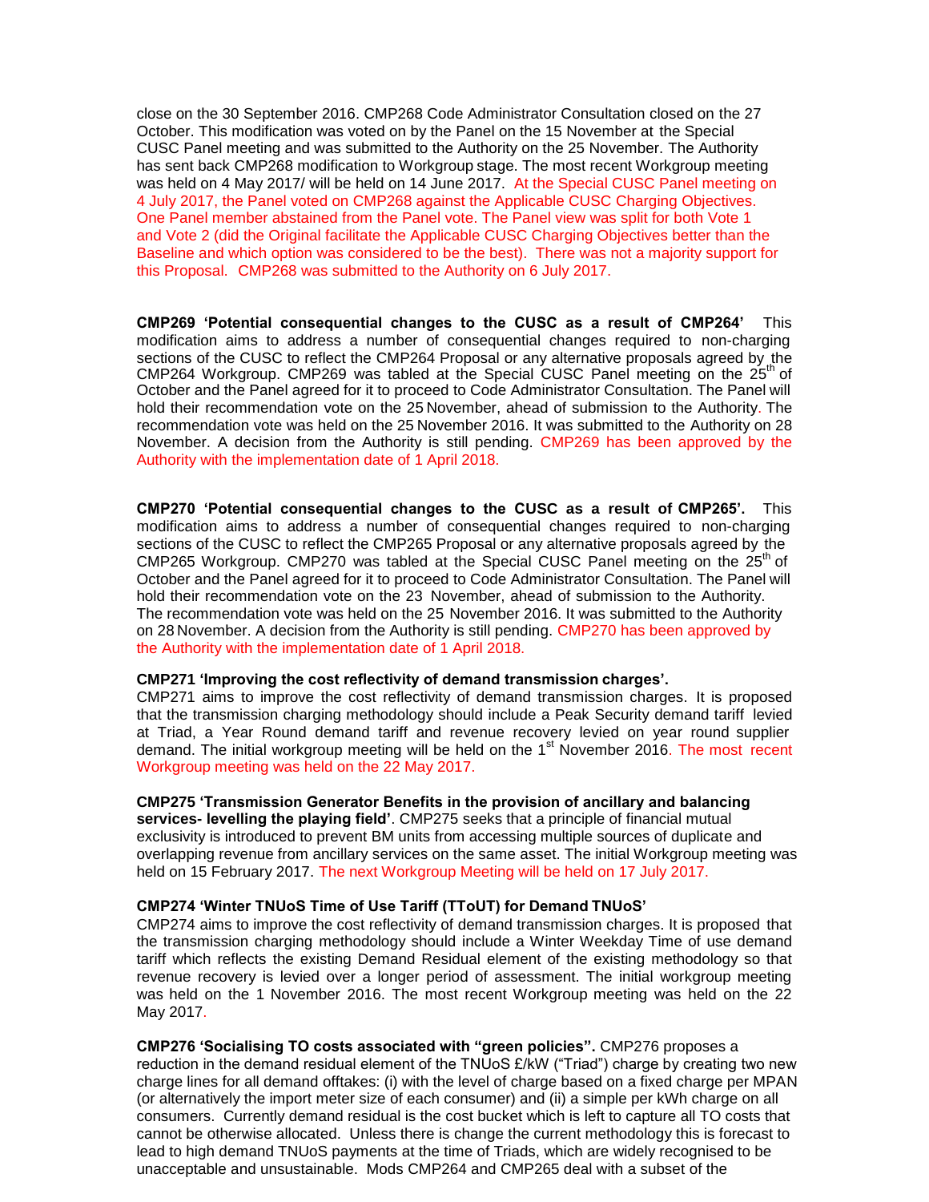close on the 30 September 2016. CMP268 Code Administrator Consultation closed on the 27 October. This modification was voted on by the Panel on the 15 November at the Special CUSC Panel meeting and was submitted to the Authority on the 25 November. The Authority has sent back CMP268 modification to Workgroup stage. The most recent Workgroup meeting was held on 4 May 2017/ will be held on 14 June 2017. At the Special CUSC Panel meeting on 4 July 2017, the Panel voted on CMP268 against the Applicable CUSC Charging Objectives. One Panel member abstained from the Panel vote. The Panel view was split for both Vote 1 and Vote 2 (did the Original facilitate the Applicable CUSC Charging Objectives better than the Baseline and which option was considered to be the best). There was not a majority support for this Proposal. CMP268 was submitted to the Authority on 6 July 2017.

**CMP269 'Potential consequential changes to the CUSC as a result of CMP264'** This modification aims to address a number of consequential changes required to non-charging sections of the CUSC to reflect the CMP264 Proposal or any alternative proposals agreed by the CMP264 Workgroup. CMP269 was tabled at the Special CUSC Panel meeting on the 25th of October and the Panel agreed for it to proceed to Code Administrator Consultation. The Panel will hold their recommendation vote on the 25 November, ahead of submission to the Authority. The recommendation vote was held on the 25 November 2016. It was submitted to the Authority on 28 November. A decision from the Authority is still pending. CMP269 has been approved by the Authority with the implementation date of 1 April 2018.

**CMP270 'Potential consequential changes to the CUSC as a result of CMP265'.** This modification aims to address a number of consequential changes required to non-charging sections of the CUSC to reflect the CMP265 Proposal or any alternative proposals agreed by the CMP265 Workgroup. CMP270 was tabled at the Special CUSC Panel meeting on the 25th of October and the Panel agreed for it to proceed to Code Administrator Consultation. The Panel will hold their recommendation vote on the 23 November, ahead of submission to the Authority. The recommendation vote was held on the 25 November 2016. It was submitted to the Authority on 28 November. A decision from the Authority is still pending. CMP270 has been approved by the Authority with the implementation date of 1 April 2018.

**CMP271 'Improving the cost reflectivity of demand transmission charges'.**
CMP271 aims to improve the cost reflectivity of demand transmission charges. It is proposed that the transmission charging methodology should include a Peak Security demand tariff levied at Triad, a Year Round demand tariff and revenue recovery levied on year round supplier demand. The initial workgroup meeting will be held on the 1st November 2016. The most recent Workgroup meeting was held on the 22 May 2017.

**CMP275 'Transmission Generator Benefits in the provision of ancillary and balancing services- levelling the playing field'**. CMP275 seeks that a principle of financial mutual exclusivity is introduced to prevent BM units from accessing multiple sources of duplicate and overlapping revenue from ancillary services on the same asset. The initial Workgroup meeting was held on 15 February 2017. The next Workgroup Meeting will be held on 17 July 2017.

**CMP274 'Winter TNUoS Time of Use Tariff (TToUT) for Demand TNUoS'**
CMP274 aims to improve the cost reflectivity of demand transmission charges. It is proposed that the transmission charging methodology should include a Winter Weekday Time of use demand tariff which reflects the existing Demand Residual element of the existing methodology so that revenue recovery is levied over a longer period of assessment. The initial workgroup meeting was held on the 1 November 2016. The most recent Workgroup meeting was held on the 22 May 2017.

**CMP276 'Socialising TO costs associated with "green policies".** CMP276 proposes a reduction in the demand residual element of the TNUoS £/kW ("Triad") charge by creating two new charge lines for all demand offtakes: (i) with the level of charge based on a fixed charge per MPAN (or alternatively the import meter size of each consumer) and (ii) a simple per kWh charge on all consumers. Currently demand residual is the cost bucket which is left to capture all TO costs that cannot be otherwise allocated. Unless there is change the current methodology this is forecast to lead to high demand TNUoS payments at the time of Triads, which are widely recognised to be unacceptable and unsustainable. Mods CMP264 and CMP265 deal with a subset of the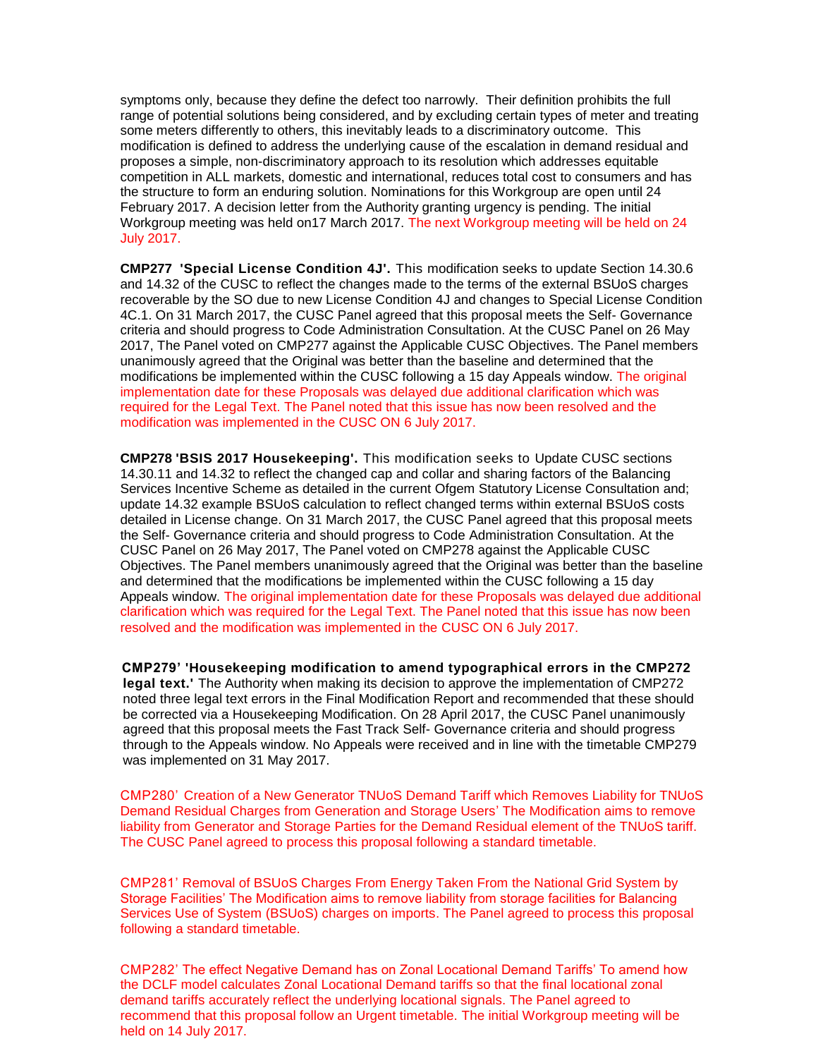symptoms only, because they define the defect too narrowly. Their definition prohibits the full range of potential solutions being considered, and by excluding certain types of meter and treating some meters differently to others, this inevitably leads to a discriminatory outcome. This modification is defined to address the underlying cause of the escalation in demand residual and proposes a simple, non-discriminatory approach to its resolution which addresses equitable competition in ALL markets, domestic and international, reduces total cost to consumers and has the structure to form an enduring solution. Nominations for this Workgroup are open until 24 February 2017. A decision letter from the Authority granting urgency is pending. The initial Workgroup meeting was held on17 March 2017. The next Workgroup meeting will be held on 24 July 2017.

**CMP277 'Special License Condition 4J'.** This modification seeks to update Section 14.30.6 and 14.32 of the CUSC to reflect the changes made to the terms of the external BSUoS charges recoverable by the SO due to new License Condition 4J and changes to Special License Condition 4C.1. On 31 March 2017, the CUSC Panel agreed that this proposal meets the Self- Governance criteria and should progress to Code Administration Consultation. At the CUSC Panel on 26 May 2017, The Panel voted on CMP277 against the Applicable CUSC Objectives. The Panel members unanimously agreed that the Original was better than the baseline and determined that the modifications be implemented within the CUSC following a 15 day Appeals window. The original implementation date for these Proposals was delayed due additional clarification which was required for the Legal Text. The Panel noted that this issue has now been resolved and the modification was implemented in the CUSC ON 6 July 2017.

**CMP278 'BSIS 2017 Housekeeping'.** This modification seeks to Update CUSC sections 14.30.11 and 14.32 to reflect the changed cap and collar and sharing factors of the Balancing Services Incentive Scheme as detailed in the current Ofgem Statutory License Consultation and; update 14.32 example BSUoS calculation to reflect changed terms within external BSUoS costs detailed in License change. On 31 March 2017, the CUSC Panel agreed that this proposal meets the Self- Governance criteria and should progress to Code Administration Consultation. At the CUSC Panel on 26 May 2017, The Panel voted on CMP278 against the Applicable CUSC Objectives. The Panel members unanimously agreed that the Original was better than the baseline and determined that the modifications be implemented within the CUSC following a 15 day Appeals window. The original implementation date for these Proposals was delayed due additional clarification which was required for the Legal Text. The Panel noted that this issue has now been resolved and the modification was implemented in the CUSC ON 6 July 2017.

**CMP279' 'Housekeeping modification to amend typographical errors in the CMP272 legal text.'** The Authority when making its decision to approve the implementation of CMP272 noted three legal text errors in the Final Modification Report and recommended that these should be corrected via a Housekeeping Modification. On 28 April 2017, the CUSC Panel unanimously agreed that this proposal meets the Fast Track Self- Governance criteria and should progress through to the Appeals window. No Appeals were received and in line with the timetable CMP279 was implemented on 31 May 2017.

CMP280' Creation of a New Generator TNUoS Demand Tariff which Removes Liability for TNUoS Demand Residual Charges from Generation and Storage Users' The Modification aims to remove liability from Generator and Storage Parties for the Demand Residual element of the TNUoS tariff. The CUSC Panel agreed to process this proposal following a standard timetable.

CMP281' Removal of BSUoS Charges From Energy Taken From the National Grid System by Storage Facilities' The Modification aims to remove liability from storage facilities for Balancing Services Use of System (BSUoS) charges on imports. The Panel agreed to process this proposal following a standard timetable.

CMP282' The effect Negative Demand has on Zonal Locational Demand Tariffs' To amend how the DCLF model calculates Zonal Locational Demand tariffs so that the final locational zonal demand tariffs accurately reflect the underlying locational signals. The Panel agreed to recommend that this proposal follow an Urgent timetable. The initial Workgroup meeting will be held on 14 July 2017.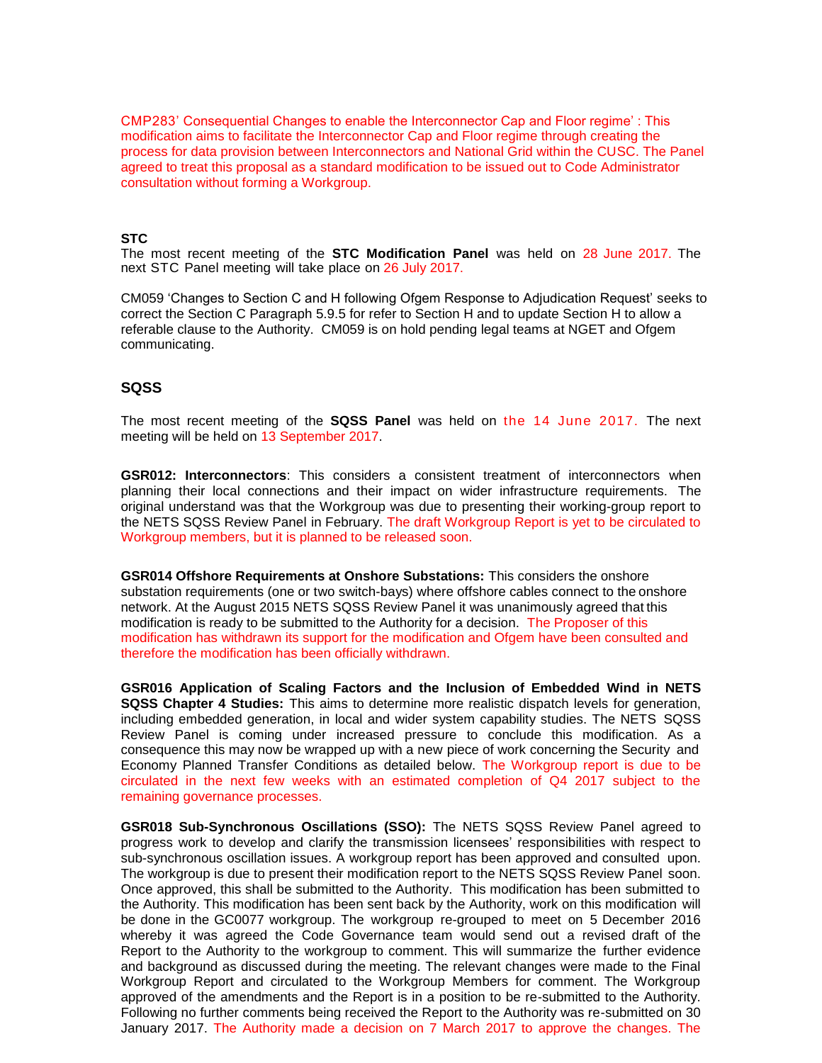CMP283' Consequential Changes to enable the Interconnector Cap and Floor regime' : This modification aims to facilitate the Interconnector Cap and Floor regime through creating the process for data provision between Interconnectors and National Grid within the CUSC. The Panel agreed to treat this proposal as a standard modification to be issued out to Code Administrator consultation without forming a Workgroup.

**STC**

The most recent meeting of the **STC Modification Panel** was held on 28 June 2017. The next STC Panel meeting will take place on 26 July 2017.

CM059 'Changes to Section C and H following Ofgem Response to Adjudication Request' seeks to correct the Section C Paragraph 5.9.5 for refer to Section H and to update Section H to allow a referable clause to the Authority. CM059 is on hold pending legal teams at NGET and Ofgem communicating.

## SQSS

The most recent meeting of the **SQSS Panel** was held on the 14 June 2017. The next meeting will be held on 13 September 2017.

**GSR012: Interconnectors**: This considers a consistent treatment of interconnectors when planning their local connections and their impact on wider infrastructure requirements. The original understand was that the Workgroup was due to presenting their working-group report to the NETS SQSS Review Panel in February. The draft Workgroup Report is yet to be circulated to Workgroup members, but it is planned to be released soon.

**GSR014 Offshore Requirements at Onshore Substations:** This considers the onshore substation requirements (one or two switch-bays) where offshore cables connect to the onshore network. At the August 2015 NETS SQSS Review Panel it was unanimously agreed that this modification is ready to be submitted to the Authority for a decision. The Proposer of this modification has withdrawn its support for the modification and Ofgem have been consulted and therefore the modification has been officially withdrawn.

**GSR016 Application of Scaling Factors and the Inclusion of Embedded Wind in NETS SQSS Chapter 4 Studies:** This aims to determine more realistic dispatch levels for generation, including embedded generation, in local and wider system capability studies. The NETS SQSS Review Panel is coming under increased pressure to conclude this modification. As a consequence this may now be wrapped up with a new piece of work concerning the Security and Economy Planned Transfer Conditions as detailed below. The Workgroup report is due to be circulated in the next few weeks with an estimated completion of Q4 2017 subject to the remaining governance processes.

**GSR018 Sub-Synchronous Oscillations (SSO):** The NETS SQSS Review Panel agreed to progress work to develop and clarify the transmission licensees' responsibilities with respect to sub-synchronous oscillation issues. A workgroup report has been approved and consulted upon. The workgroup is due to present their modification report to the NETS SQSS Review Panel soon. Once approved, this shall be submitted to the Authority. This modification has been submitted to the Authority. This modification has been sent back by the Authority, work on this modification will be done in the GC0077 workgroup. The workgroup re-grouped to meet on 5 December 2016 whereby it was agreed the Code Governance team would send out a revised draft of the Report to the Authority to the workgroup to comment. This will summarize the further evidence and background as discussed during the meeting. The relevant changes were made to the Final Workgroup Report and circulated to the Workgroup Members for comment. The Workgroup approved of the amendments and the Report is in a position to be re-submitted to the Authority. Following no further comments being received the Report to the Authority was re-submitted on 30 January 2017. The Authority made a decision on 7 March 2017 to approve the changes. The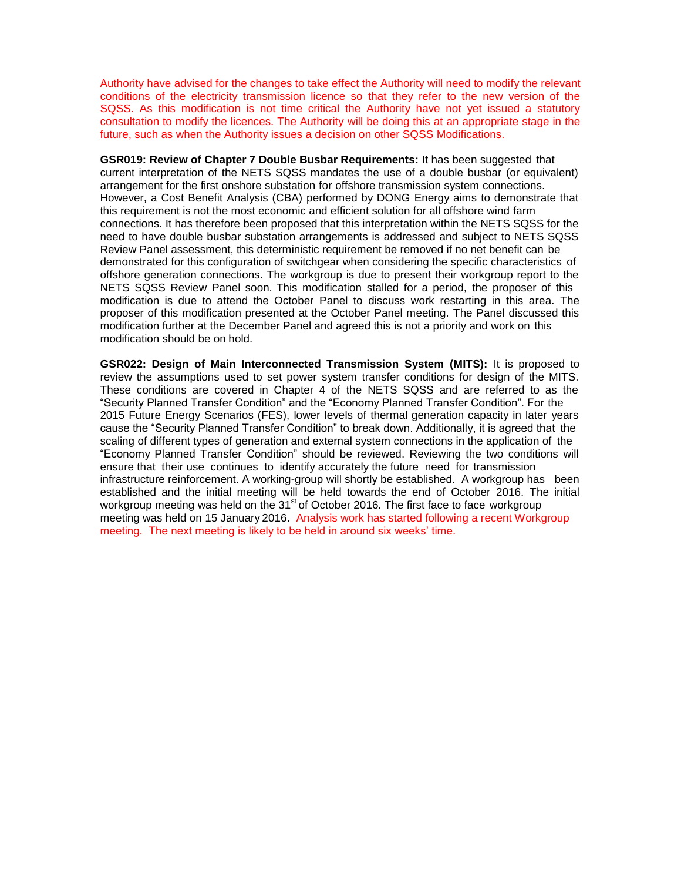Authority have advised for the changes to take effect the Authority will need to modify the relevant conditions of the electricity transmission licence so that they refer to the new version of the SQSS. As this modification is not time critical the Authority have not yet issued a statutory consultation to modify the licences. The Authority will be doing this at an appropriate stage in the future, such as when the Authority issues a decision on other SQSS Modifications.

**GSR019: Review of Chapter 7 Double Busbar Requirements:** It has been suggested that current interpretation of the NETS SQSS mandates the use of a double busbar (or equivalent) arrangement for the first onshore substation for offshore transmission system connections. However, a Cost Benefit Analysis (CBA) performed by DONG Energy aims to demonstrate that this requirement is not the most economic and efficient solution for all offshore wind farm connections. It has therefore been proposed that this interpretation within the NETS SQSS for the need to have double busbar substation arrangements is addressed and subject to NETS SQSS Review Panel assessment, this deterministic requirement be removed if no net benefit can be demonstrated for this configuration of switchgear when considering the specific characteristics of offshore generation connections. The workgroup is due to present their workgroup report to the NETS SQSS Review Panel soon. This modification stalled for a period, the proposer of this modification is due to attend the October Panel to discuss work restarting in this area. The proposer of this modification presented at the October Panel meeting. The Panel discussed this modification further at the December Panel and agreed this is not a priority and work on this modification should be on hold.

**GSR022: Design of Main Interconnected Transmission System (MITS):** It is proposed to review the assumptions used to set power system transfer conditions for design of the MITS. These conditions are covered in Chapter 4 of the NETS SQSS and are referred to as the "Security Planned Transfer Condition" and the "Economy Planned Transfer Condition". For the 2015 Future Energy Scenarios (FES), lower levels of thermal generation capacity in later years cause the "Security Planned Transfer Condition" to break down. Additionally, it is agreed that the scaling of different types of generation and external system connections in the application of the "Economy Planned Transfer Condition" should be reviewed. Reviewing the two conditions will ensure that their use continues to identify accurately the future need for transmission infrastructure reinforcement. A working-group will shortly be established. A workgroup has been established and the initial meeting will be held towards the end of October 2016. The initial workgroup meeting was held on the 31st of October 2016. The first face to face workgroup meeting was held on 15 January 2016. Analysis work has started following a recent Workgroup meeting. The next meeting is likely to be held in around six weeks' time.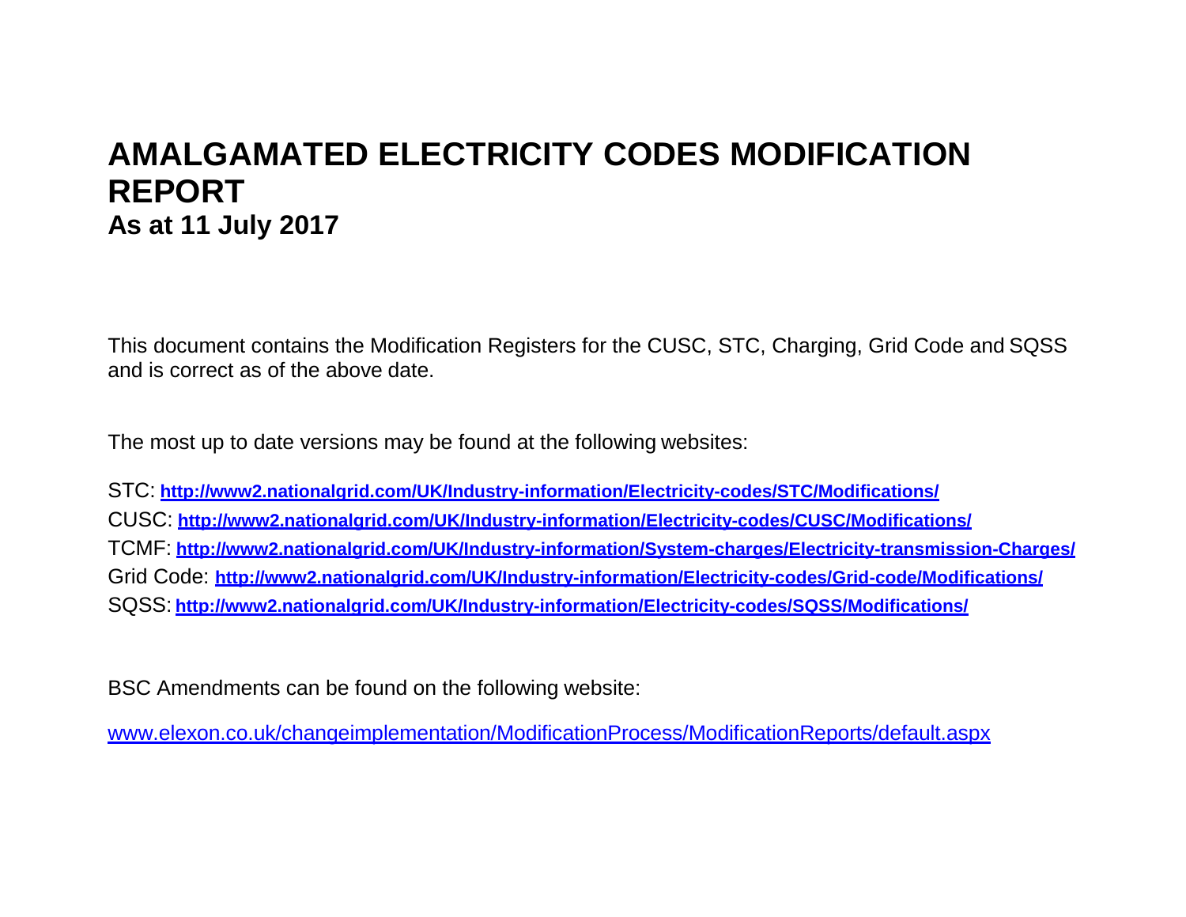# AMALGAMATED ELECTRICITY CODES MODIFICATION REPORT

**As at 11 July 2017**

This document contains the Modification Registers for the CUSC, STC, Charging, Grid Code and SQSS and is correct as of the above date.

The most up to date versions may be found at the following websites:

STC: **http://www2.nationalgrid.com/UK/Industry-information/Electricity-codes/STC/Modifications/**
CUSC: **http://www2.nationalgrid.com/UK/Industry-information/Electricity-codes/CUSC/Modifications/**
TCMF: **http://www2.nationalgrid.com/UK/Industry-information/System-charges/Electricity-transmission-Charges/**
Grid Code: **http://www2.nationalgrid.com/UK/Industry-information/Electricity-codes/Grid-code/Modifications/**
SQSS: **http://www2.nationalgrid.com/UK/Industry-information/Electricity-codes/SQSS/Modifications/**

BSC Amendments can be found on the following website:

www.elexon.co.uk/changeimplementation/ModificationProcess/ModificationReports/default.aspx